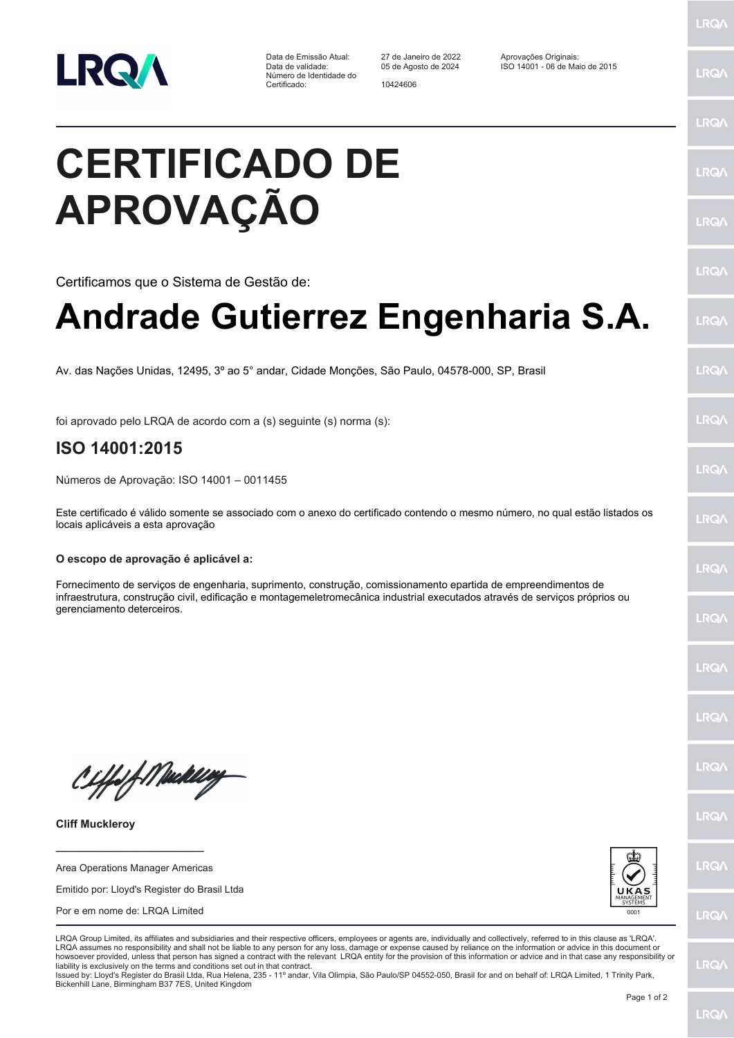| | | |
|---|---|---|
| Data de Emissão Atual: | 27 de Janeiro de 2022 | Aprovações Originais: |
| Data de validade: | 05 de Agosto de 2024 | ISO 14001 - 06 de Maio de 2015 |
| Número de Identidade do Certificado: | 10424606 | |

# CERTIFICADO DE APROVAÇÃO

Certificamos que o Sistema de Gestão de:

## Andrade Gutierrez Engenharia S.A.

Av. das Nações Unidas, 12495, 3º ao 5° andar, Cidade Monções, São Paulo, 04578-000, SP, Brasil

foi aprovado pelo LRQA de acordo com a (s) seguinte (s) norma (s):

### ISO 14001:2015

Números de Aprovação: ISO 14001 – 0011455

Este certificado é válido somente se associado com o anexo do certificado contendo o mesmo número, no qual estão listados os locais aplicáveis a esta aprovação

**O escopo de aprovação é aplicável a:**

Fornecimento de serviços de engenharia, suprimento, construção, comissionamento epartida de empreendimentos de infraestrutura, construção civil, edificação e montagemeletromecânica industrial executados através de serviços próprios ou gerenciamento deterceiros.

**Cliff Muckleroy**

Area Operations Manager Americas

Emitido por: Lloyd's Register do Brasil Ltda

Por e em nome de: LRQA Limited

UKAS MANAGEMENT SYSTEMS 0001

LRQA Group Limited, its affiliates and subsidiaries and their respective officers, employees or agents are, individually and collectively, referred to in this clause as 'LRQA'. LRQA assumes no responsibility and shall not be liable to any person for any loss, damage or expense caused by reliance on the information or advice in this document or howsoever provided, unless that person has signed a contract with the relevant LRQA entity for the provision of this information or advice and in that case any responsibility or liability is exclusively on the terms and conditions set out in that contract.
Issued by: Lloyd's Register do Brasil Ltda, Rua Helena, 235 - 11º andar, Vila Olimpia, São Paulo/SP 04552-050, Brasil for and on behalf of: LRQA Limited, 1 Trinity Park, Bickenhill Lane, Birmingham B37 7ES, United Kingdom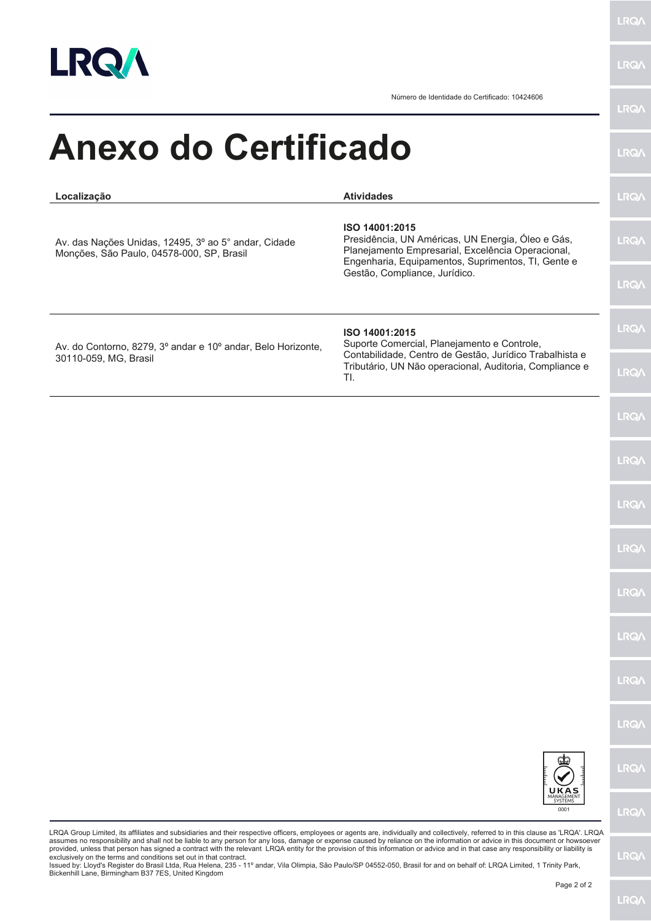Número de Identidade do Certificado: 10424606

# Anexo do Certificado

| Localização | Atividades |
|---|---|
| Av. das Nações Unidas, 12495, 3º ao 5° andar, Cidade Monções, São Paulo, 04578-000, SP, Brasil | **ISO 14001:2015**<br>Presidência, UN Américas, UN Energia, Óleo e Gás, Planejamento Empresarial, Excelência Operacional, Engenharia, Equipamentos, Suprimentos, TI, Gente e Gestão, Compliance, Jurídico. |
| Av. do Contorno, 8279, 3º andar e 10º andar, Belo Horizonte, 30110-059, MG, Brasil | **ISO 14001:2015**<br>Suporte Comercial, Planejamento e Controle, Contabilidade, Centro de Gestão, Jurídico Trabalhista e Tributário, UN Não operacional, Auditoria, Compliance e TI. |

UKAS MANAGEMENT SYSTEMS 0001

LRQA Group Limited, its affiliates and subsidiaries and their respective officers, employees or agents are, individually and collectively, referred to in this clause as 'LRQA'. LRQA assumes no responsibility and shall not be liable to any person for any loss, damage or expense caused by reliance on the information or advice in this document or howsoever provided, unless that person has signed a contract with the relevant LRQA entity for the provision of this information or advice and in that case any responsibility or liability is exclusively on the terms and conditions set out in that contract.
Issued by: Lloyd's Register do Brasil Ltda, Rua Helena, 235 - 11º andar, Vila Olimpia, São Paulo/SP 04552-050, Brasil for and on behalf of: LRQA Limited, 1 Trinity Park, Bickenhill Lane, Birmingham B37 7ES, United Kingdom